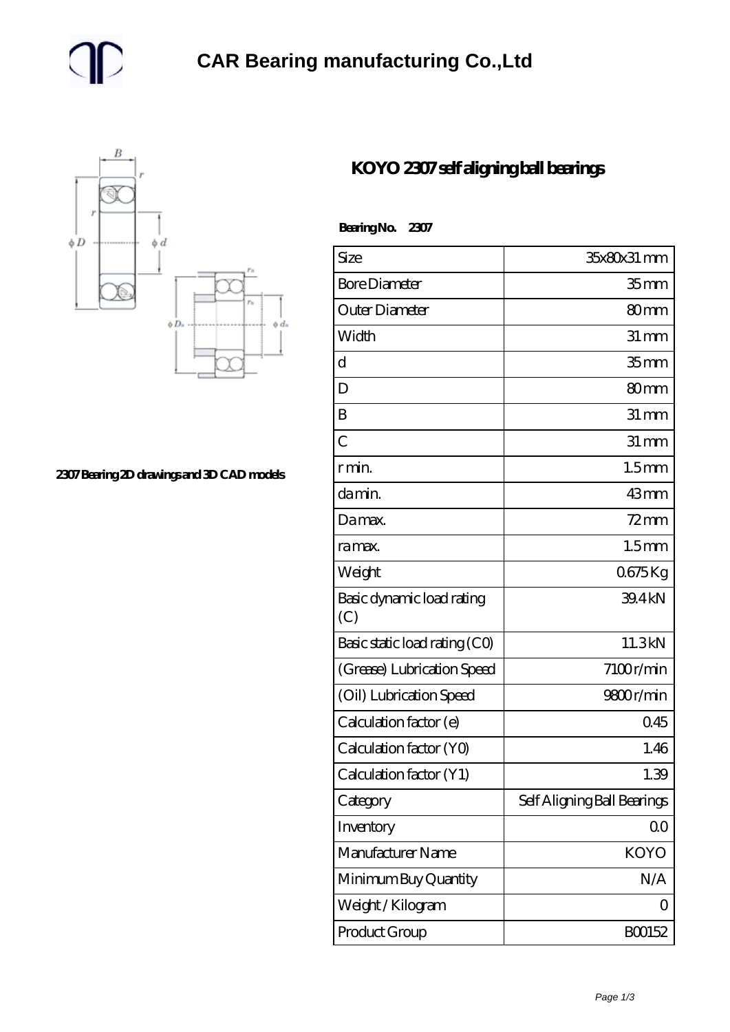# CAR Bearing manufacturing Co.,Ltd

2307 Bearing 2D drawings and 3D CAD models

## KOYO 2307 self aligning ball bearings

**Bearing No. 2307**

| Size | 35x80x31 mm |
|---|---|
| Bore Diameter | 35 mm |
| Outer Diameter | 80 mm |
| Width | 31 mm |
| d | 35 mm |
| D | 80 mm |
| B | 31 mm |
| C | 31 mm |
| r min. | 1.5 mm |
| da min. | 43 mm |
| Da max. | 72 mm |
| ra max. | 1.5 mm |
| Weight | 0.675 Kg |
| Basic dynamic load rating (C) | 39.4 kN |
| Basic static load rating (C0) | 11.3 kN |
| (Grease) Lubrication Speed | 7100 r/min |
| (Oil) Lubrication Speed | 9800 r/min |
| Calculation factor (e) | 0.45 |
| Calculation factor (Y0) | 1.46 |
| Calculation factor (Y1) | 1.39 |
| Category | Self Aligning Ball Bearings |
| Inventory | 0.0 |
| Manufacturer Name | KOYO |
| Minimum Buy Quantity | N/A |
| Weight / Kilogram | 0 |
| Product Group | B00152 |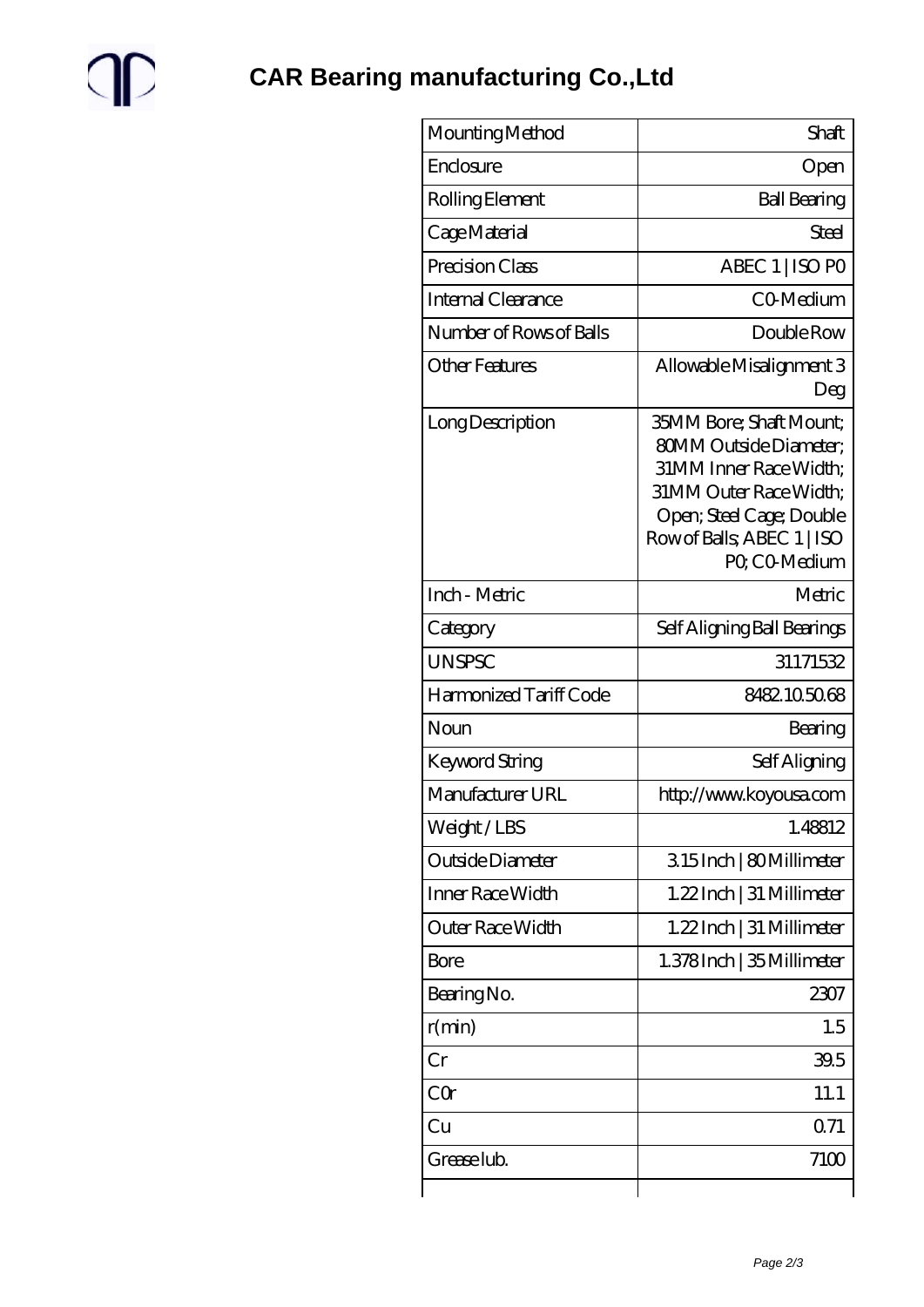# CAR Bearing manufacturing Co.,Ltd

| Mounting Method | Shaft |
|---|---|
| Enclosure | Open |
| Rolling Element | Ball Bearing |
| Cage Material | Steel |
| Precision Class | ABEC 1 \| ISO P0 |
| Internal Clearance | C0-Medium |
| Number of Rows of Balls | Double Row |
| Other Features | Allowable Misalignment 3 Deg |
| Long Description | 35MM Bore; Shaft Mount; 80MM Outside Diameter; 31MM Inner Race Width; 31MM Outer Race Width; Open; Steel Cage; Double Row of Balls; ABEC 1 \| ISO P0; C0-Medium |
| Inch - Metric | Metric |
| Category | Self Aligning Ball Bearings |
| UNSPSC | 31171532 |
| Harmonized Tariff Code | 8482.10.50.68 |
| Noun | Bearing |
| Keyword String | Self Aligning |
| Manufacturer URL | http://www.koyousa.com |
| Weight / LBS | 1.48812 |
| Outside Diameter | 3.15 Inch \| 80 Millimeter |
| Inner Race Width | 1.22 Inch \| 31 Millimeter |
| Outer Race Width | 1.22 Inch \| 31 Millimeter |
| Bore | 1.378 Inch \| 35 Millimeter |
| Bearing No. | 2307 |
| r(min) | 1.5 |
| Cr | 39.5 |
| C0r | 11.1 |
| Cu | 0.71 |
| Grease lub. | 7100 |
| | |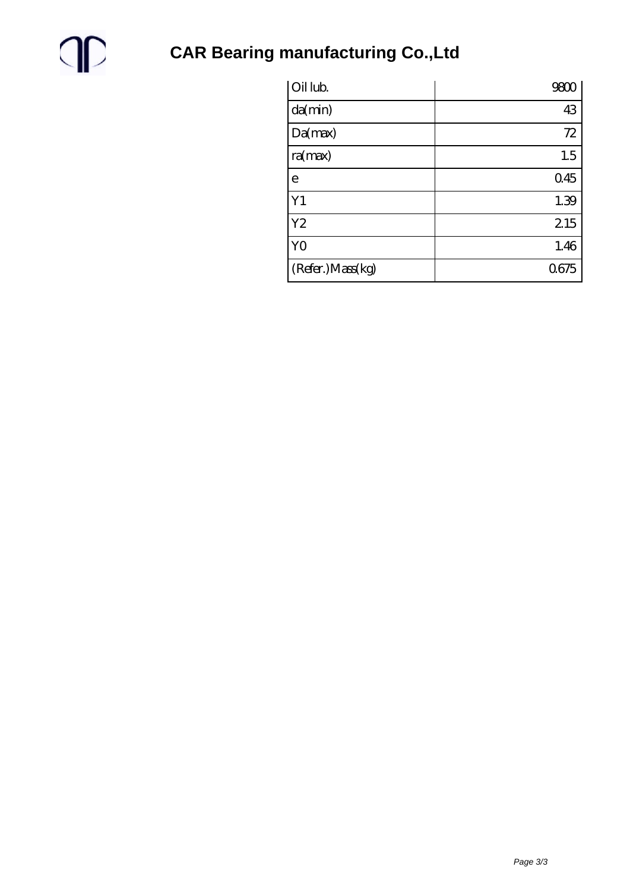| | |
|---|---|
| Oil lub. | 9800 |
| da(min) | 43 |
| Da(max) | 72 |
| ra(max) | 1.5 |
| e | 0.45 |
| Y1 | 1.39 |
| Y2 | 2.15 |
| Y0 | 1.46 |
| (Refer.)Mass(kg) | 0.675 |